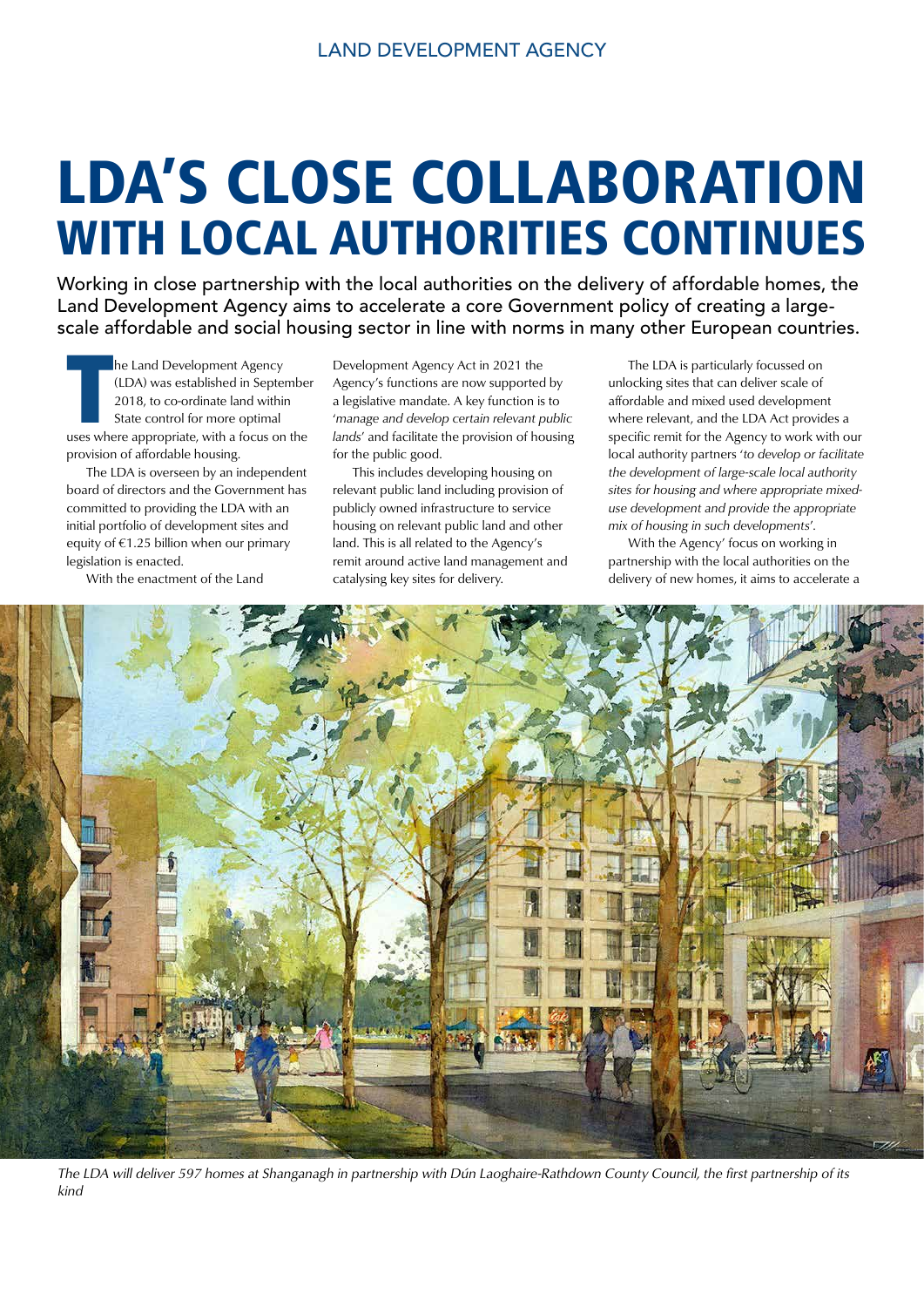# LDA'S CLOSE COLLABORATION WITH LOCAL AUTHORITIES CONTINUES

Working in close partnership with the local authorities on the delivery of affordable homes, the Land Development Agency aims to accelerate a core Government policy of creating a large-scale affordable and social housing sector in line with norms in many other European countries.

The Land Development Agency (LDA) was established in September 2018, to co-ordinate land within State control for more optimal uses where appropriate, with a focus on the provision of affordable housing.

The LDA is overseen by an independent board of directors and the Government has committed to providing the LDA with an initial portfolio of development sites and equity of €1.25 billion when our primary legislation is enacted.

With the enactment of the Land Development Agency Act in 2021 the Agency's functions are now supported by a legislative mandate. A key function is to '*manage and develop certain relevant public lands*' and facilitate the provision of housing for the public good.

This includes developing housing on relevant public land including provision of publicly owned infrastructure to service housing on relevant public land and other land. This is all related to the Agency's remit around active land management and catalysing key sites for delivery.

The LDA is particularly focussed on unlocking sites that can deliver scale of affordable and mixed used development where relevant, and the LDA Act provides a specific remit for the Agency to work with our local authority partners '*to develop or facilitate the development of large-scale local authority sites for housing and where appropriate mixed-use development and provide the appropriate mix of housing in such developments*'.

With the Agency' focus on working in partnership with the local authorities on the delivery of new homes, it aims to accelerate a

*The LDA will deliver 597 homes at Shanganagh in partnership with Dún Laoghaire-Rathdown County Council, the first partnership of its kind*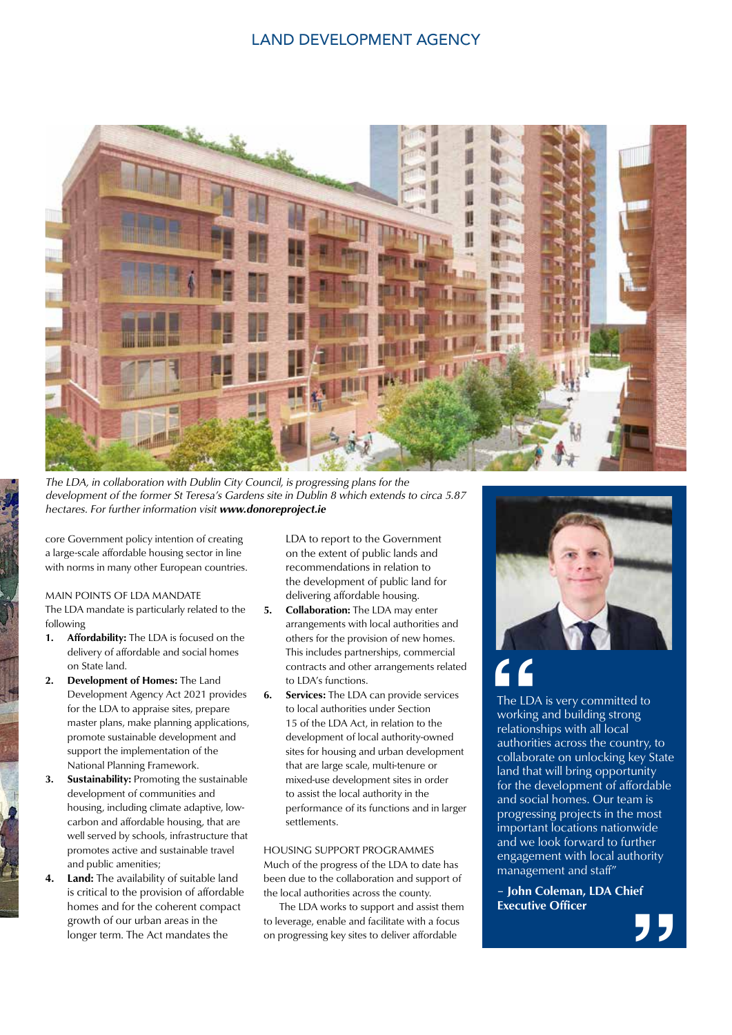*The LDA, in collaboration with Dublin City Council, is progressing plans for the development of the former St Teresa's Gardens site in Dublin 8 which extends to circa 5.87 hectares. For further information visit **www.donoreproject.ie***

core Government policy intention of creating a large-scale affordable housing sector in line with norms in many other European countries.

MAIN POINTS OF LDA MANDATE

The LDA mandate is particularly related to the following

1. **Affordability:** The LDA is focused on the delivery of affordable and social homes on State land.
2. **Development of Homes:** The Land Development Agency Act 2021 provides for the LDA to appraise sites, prepare master plans, make planning applications, promote sustainable development and support the implementation of the National Planning Framework.
3. **Sustainability:** Promoting the sustainable development of communities and housing, including climate adaptive, low-carbon and affordable housing, that are well served by schools, infrastructure that promotes active and sustainable travel and public amenities;
4. **Land:** The availability of suitable land is critical to the provision of affordable homes and for the coherent compact growth of our urban areas in the longer term. The Act mandates the LDA to report to the Government on the extent of public lands and recommendations in relation to the development of public land for delivering affordable housing.
5. **Collaboration:** The LDA may enter arrangements with local authorities and others for the provision of new homes. This includes partnerships, commercial contracts and other arrangements related to LDA's functions.
6. **Services:** The LDA can provide services to local authorities under Section 15 of the LDA Act, in relation to the development of local authority-owned sites for housing and urban development that are large scale, multi-tenure or mixed-use development sites in order to assist the local authority in the performance of its functions and in larger settlements.

HOUSING SUPPORT PROGRAMMES

Much of the progress of the LDA to date has been due to the collaboration and support of the local authorities across the county.

The LDA works to support and assist them to leverage, enable and facilitate with a focus on progressing key sites to deliver affordable

> "The LDA is very committed to working and building strong relationships with all local authorities across the country, to collaborate on unlocking key State land that will bring opportunity for the development of affordable and social homes. Our team is progressing projects in the most important locations nationwide and we look forward to further engagement with local authority management and staff"
>
> **– John Coleman, LDA Chief Executive Officer**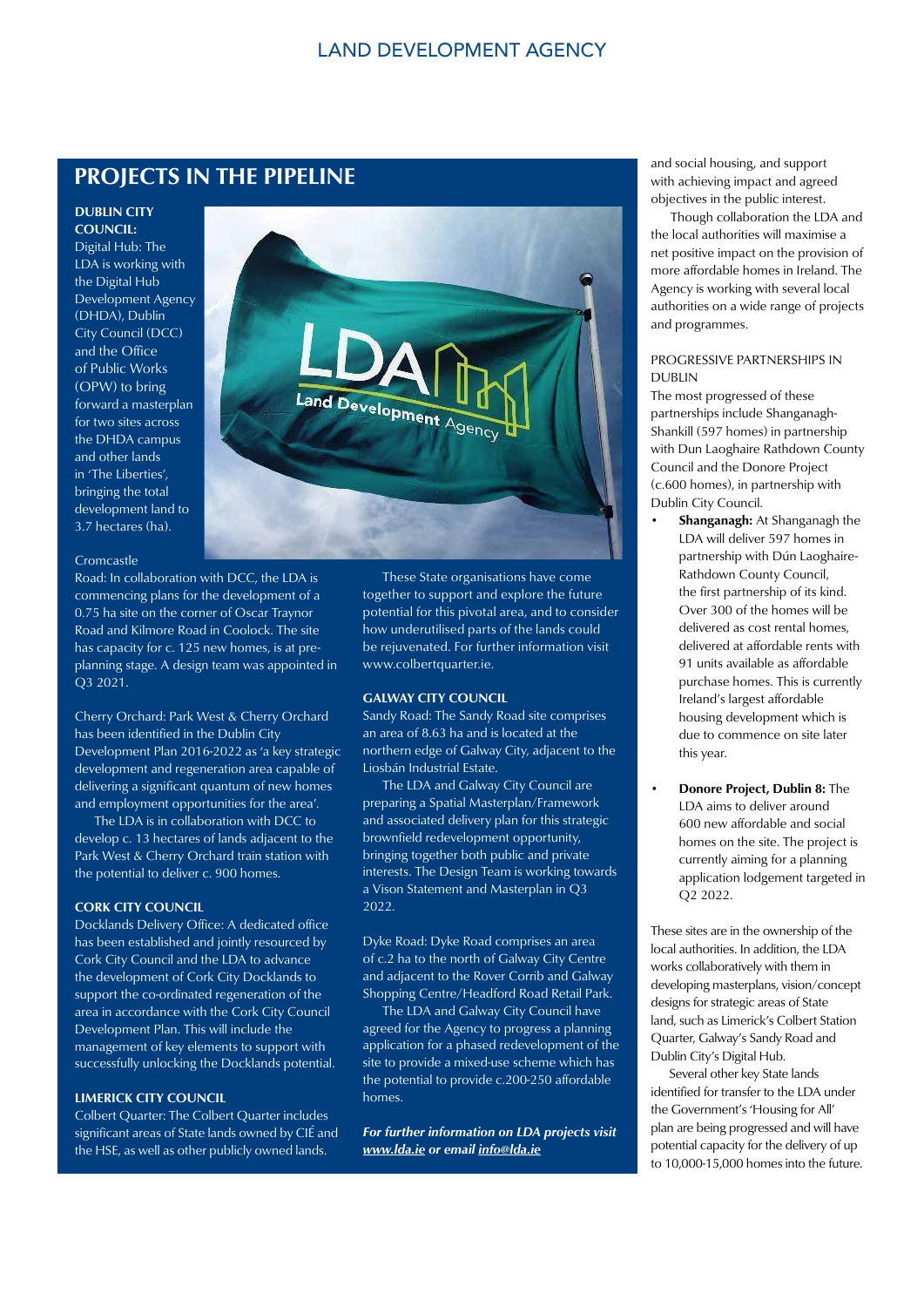## PROJECTS IN THE PIPELINE

**DUBLIN CITY COUNCIL:**

Digital Hub: The LDA is working with the Digital Hub Development Agency (DHDA), Dublin City Council (DCC) and the Office of Public Works (OPW) to bring forward a masterplan for two sites across the DHDA campus and other lands in 'The Liberties', bringing the total development land to 3.7 hectares (ha).

Cromcastle Road: In collaboration with DCC, the LDA is commencing plans for the development of a 0.75 ha site on the corner of Oscar Traynor Road and Kilmore Road in Coolock. The site has capacity for c. 125 new homes, is at pre-planning stage. A design team was appointed in Q3 2021.

Cherry Orchard: Park West & Cherry Orchard has been identified in the Dublin City Development Plan 2016-2022 as 'a key strategic development and regeneration area capable of delivering a significant quantum of new homes and employment opportunities for the area'.

The LDA is in collaboration with DCC to develop c. 13 hectares of lands adjacent to the Park West & Cherry Orchard train station with the potential to deliver c. 900 homes.

**CORK CITY COUNCIL**

Docklands Delivery Office: A dedicated office has been established and jointly resourced by Cork City Council and the LDA to advance the development of Cork City Docklands to support the co-ordinated regeneration of the area in accordance with the Cork City Council Development Plan. This will include the management of key elements to support with successfully unlocking the Docklands potential.

**LIMERICK CITY COUNCIL**

Colbert Quarter: The Colbert Quarter includes significant areas of State lands owned by CIÉ and the HSE, as well as other publicly owned lands.

These State organisations have come together to support and explore the future potential for this pivotal area, and to consider how underutilised parts of the lands could be rejuvenated. For further information visit www.colbertquarter.ie.

**GALWAY CITY COUNCIL**

Sandy Road: The Sandy Road site comprises an area of 8.63 ha and is located at the northern edge of Galway City, adjacent to the Liosbán Industrial Estate.

The LDA and Galway City Council are preparing a Spatial Masterplan/Framework and associated delivery plan for this strategic brownfield redevelopment opportunity, bringing together both public and private interests. The Design Team is working towards a Vison Statement and Masterplan in Q3 2022.

Dyke Road: Dyke Road comprises an area of c.2 ha to the north of Galway City Centre and adjacent to the Rover Corrib and Galway Shopping Centre/Headford Road Retail Park.

The LDA and Galway City Council have agreed for the Agency to progress a planning application for a phased redevelopment of the site to provide a mixed-use scheme which has the potential to provide c.200-250 affordable homes.

***For further information on LDA projects visit [www.lda.ie](www.lda.ie) or email [info@lda.ie](mailto:info@lda.ie)***

and social housing, and support with achieving impact and agreed objectives in the public interest.

Though collaboration the LDA and the local authorities will maximise a net positive impact on the provision of more affordable homes in Ireland. The Agency is working with several local authorities on a wide range of projects and programmes.

PROGRESSIVE PARTNERSHIPS IN DUBLIN

The most progressed of these partnerships include Shanganagh-Shankill (597 homes) in partnership with Dun Laoghaire Rathdown County Council and the Donore Project (c.600 homes), in partnership with Dublin City Council.

- **Shanganagh:** At Shanganagh the LDA will deliver 597 homes in partnership with Dún Laoghaire-Rathdown County Council, the first partnership of its kind. Over 300 of the homes will be delivered as cost rental homes, delivered at affordable rents with 91 units available as affordable purchase homes. This is currently Ireland's largest affordable housing development which is due to commence on site later this year.
- **Donore Project, Dublin 8:** The LDA aims to deliver around 600 new affordable and social homes on the site. The project is currently aiming for a planning application lodgement targeted in Q2 2022.

These sites are in the ownership of the local authorities. In addition, the LDA works collaboratively with them in developing masterplans, vision/concept designs for strategic areas of State land, such as Limerick's Colbert Station Quarter, Galway's Sandy Road and Dublin City's Digital Hub.

Several other key State lands identified for transfer to the LDA under the Government's 'Housing for All' plan are being progressed and will have potential capacity for the delivery of up to 10,000-15,000 homes into the future.